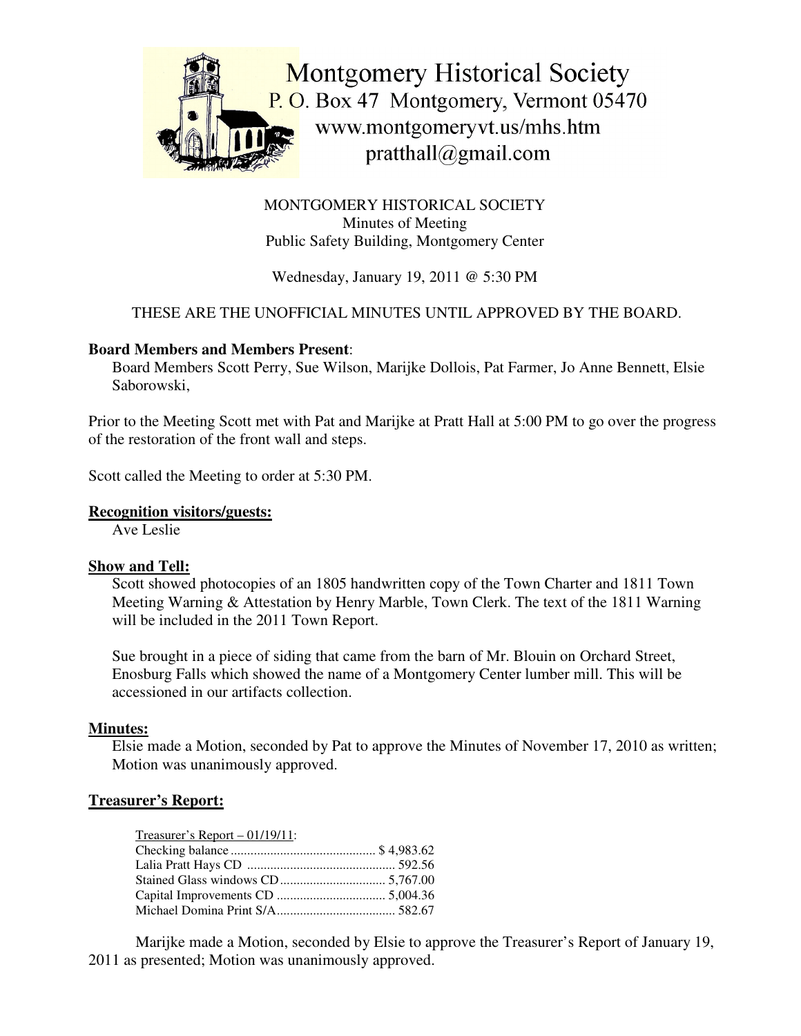Montgomery Historical Society
P. O. Box 47 Montgomery, Vermont 05470
www.montgomeryvt.us/mhs.htm
pratthall@gmail.com

MONTGOMERY HISTORICAL SOCIETY
Minutes of Meeting
Public Safety Building, Montgomery Center

Wednesday, January 19, 2011 @ 5:30 PM

THESE ARE THE UNOFFICIAL MINUTES UNTIL APPROVED BY THE BOARD.

**Board Members and Members Present**:

Board Members Scott Perry, Sue Wilson, Marijke Dollois, Pat Farmer, Jo Anne Bennett, Elsie Saborowski,

Prior to the Meeting Scott met with Pat and Marijke at Pratt Hall at 5:00 PM to go over the progress of the restoration of the front wall and steps.

Scott called the Meeting to order at 5:30 PM.

**Recognition visitors/guests:**

Ave Leslie

**Show and Tell:**

Scott showed photocopies of an 1805 handwritten copy of the Town Charter and 1811 Town Meeting Warning & Attestation by Henry Marble, Town Clerk. The text of the 1811 Warning will be included in the 2011 Town Report.

Sue brought in a piece of siding that came from the barn of Mr. Blouin on Orchard Street, Enosburg Falls which showed the name of a Montgomery Center lumber mill. This will be accessioned in our artifacts collection.

**Minutes:**

Elsie made a Motion, seconded by Pat to approve the Minutes of November 17, 2010 as written; Motion was unanimously approved.

**Treasurer's Report:**

Treasurer's Report – 01/19/11:

| | |
|---|---|
| Checking balance | $ 4,983.62 |
| Lalia Pratt Hays CD | 592.56 |
| Stained Glass windows CD | 5,767.00 |
| Capital Improvements CD | 5,004.36 |
| Michael Domina Print S/A | 582.67 |

Marijke made a Motion, seconded by Elsie to approve the Treasurer's Report of January 19, 2011 as presented; Motion was unanimously approved.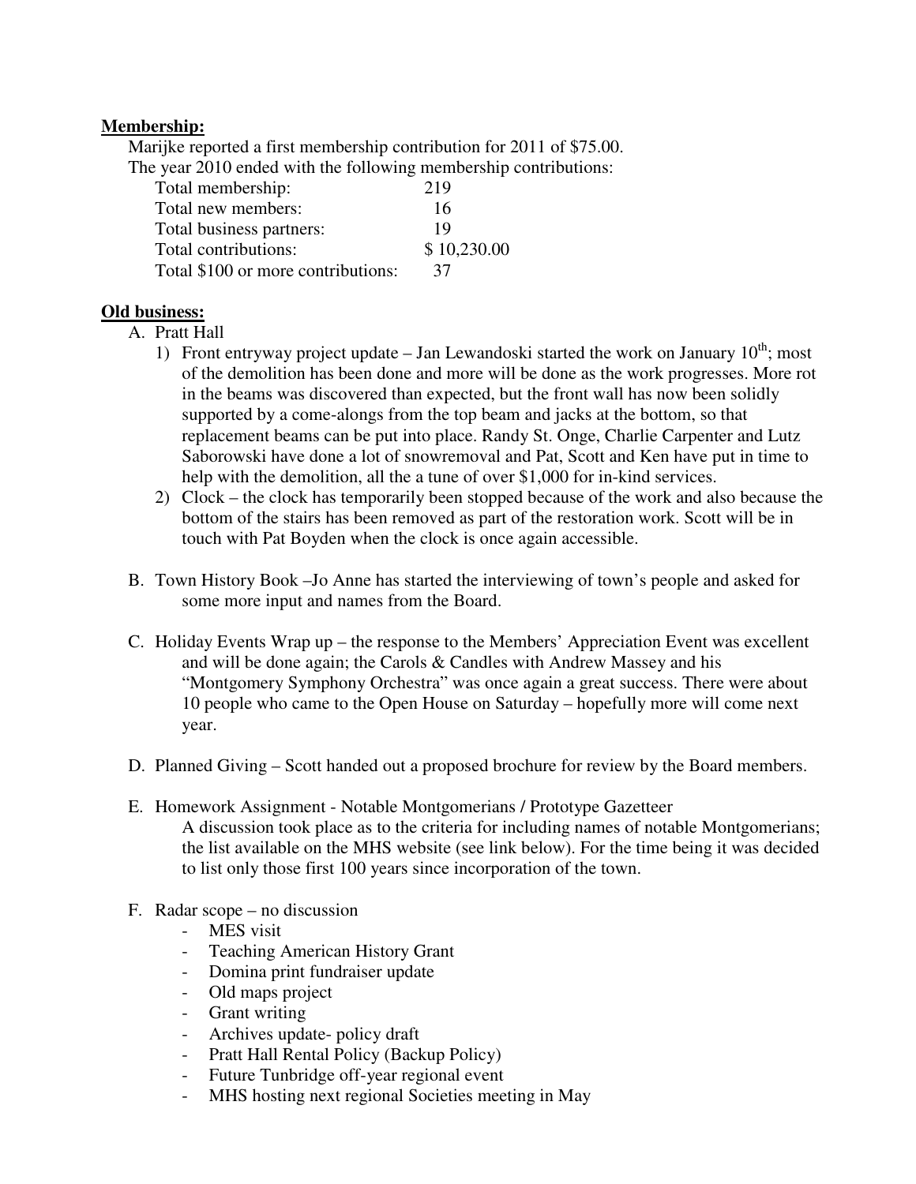**Membership:**

Marijke reported a first membership contribution for 2011 of $75.00.
The year 2010 ended with the following membership contributions:

| | |
|---|---|
| Total membership: | 219 |
| Total new members: | 16 |
| Total business partners: | 19 |
| Total contributions: | $ 10,230.00 |
| Total $100 or more contributions: | 37 |

**Old business:**

A. Pratt Hall
   1) Front entryway project update – Jan Lewandoski started the work on January 10th; most of the demolition has been done and more will be done as the work progresses. More rot in the beams was discovered than expected, but the front wall has now been solidly supported by a come-alongs from the top beam and jacks at the bottom, so that replacement beams can be put into place. Randy St. Onge, Charlie Carpenter and Lutz Saborowski have done a lot of snowremoval and Pat, Scott and Ken have put in time to help with the demolition, all the a tune of over $1,000 for in-kind services.
   2) Clock – the clock has temporarily been stopped because of the work and also because the bottom of the stairs has been removed as part of the restoration work. Scott will be in touch with Pat Boyden when the clock is once again accessible.

B. Town History Book –Jo Anne has started the interviewing of town's people and asked for some more input and names from the Board.

C. Holiday Events Wrap up – the response to the Members' Appreciation Event was excellent and will be done again; the Carols & Candles with Andrew Massey and his "Montgomery Symphony Orchestra" was once again a great success. There were about 10 people who came to the Open House on Saturday – hopefully more will come next year.

D. Planned Giving – Scott handed out a proposed brochure for review by the Board members.

E. Homework Assignment - Notable Montgomerians / Prototype Gazetteer
   A discussion took place as to the criteria for including names of notable Montgomerians; the list available on the MHS website (see link below). For the time being it was decided to list only those first 100 years since incorporation of the town.

F. Radar scope – no discussion
   - MES visit
   - Teaching American History Grant
   - Domina print fundraiser update
   - Old maps project
   - Grant writing
   - Archives update- policy draft
   - Pratt Hall Rental Policy (Backup Policy)
   - Future Tunbridge off-year regional event
   - MHS hosting next regional Societies meeting in May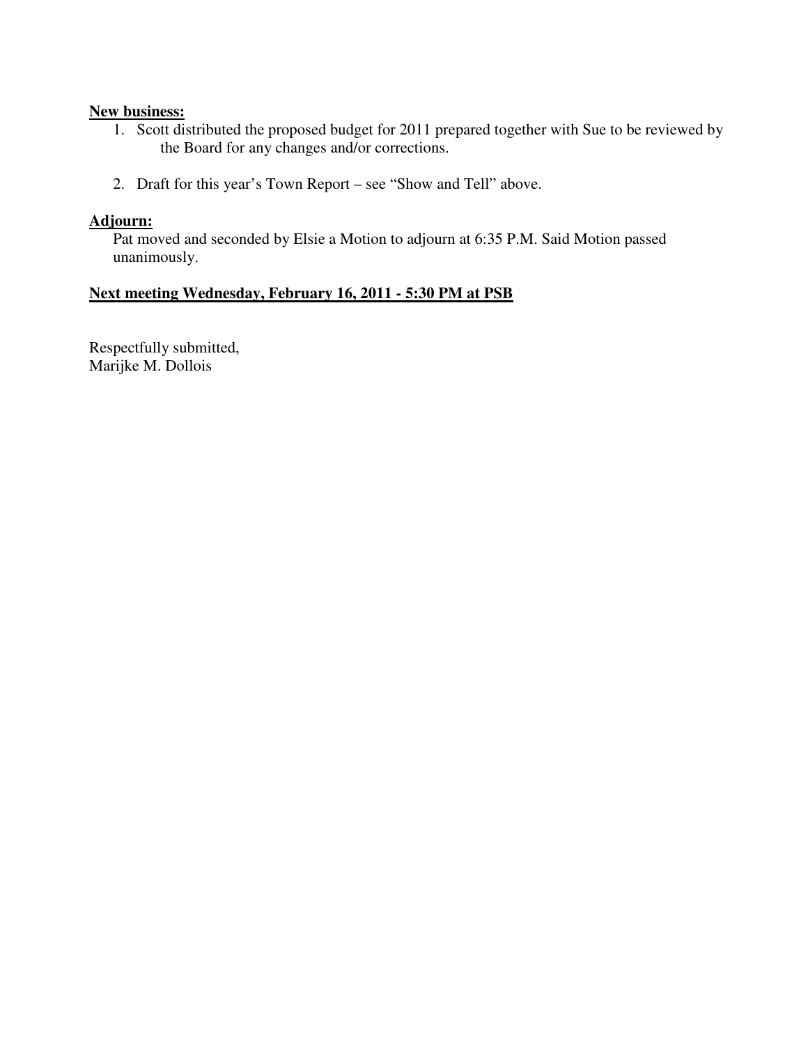**New business:**

1. Scott distributed the proposed budget for 2011 prepared together with Sue to be reviewed by the Board for any changes and/or corrections.

2. Draft for this year's Town Report – see "Show and Tell" above.

**Adjourn:**

Pat moved and seconded by Elsie a Motion to adjourn at 6:35 P.M. Said Motion passed unanimously.

**Next meeting Wednesday, February 16, 2011 - 5:30 PM at PSB**

Respectfully submitted,
Marijke M. Dollois